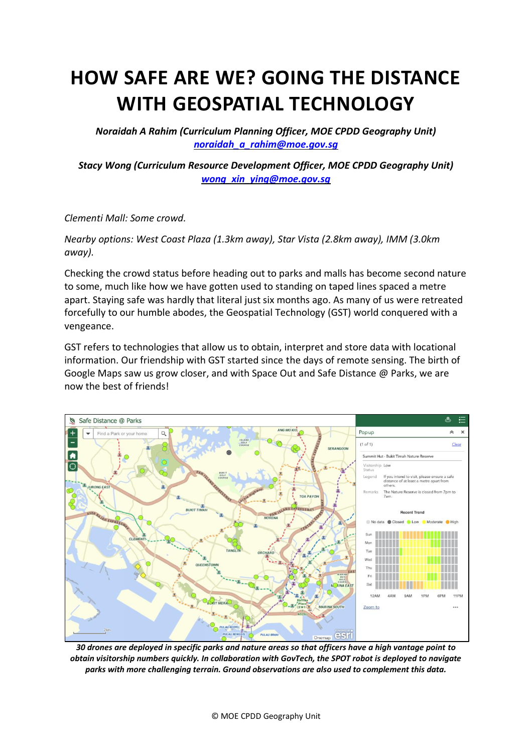# HOW SAFE ARE WE? GOING THE DISTANCE WITH GEOSPATIAL TECHNOLOGY

***Noraidah A Rahim (Curriculum Planning Officer, MOE CPDD Geography Unit)***
***noraidah_a_rahim@moe.gov.sg***

***Stacy Wong (Curriculum Resource Development Officer, MOE CPDD Geography Unit)***
***wong_xin_ying@moe.gov.sg***

*Clementi Mall: Some crowd.*

*Nearby options: West Coast Plaza (1.3km away), Star Vista (2.8km away), IMM (3.0km away).*

Checking the crowd status before heading out to parks and malls has become second nature to some, much like how we have gotten used to standing on taped lines spaced a metre apart. Staying safe was hardly that literal just six months ago. As many of us were retreated forcefully to our humble abodes, the Geospatial Technology (GST) world conquered with a vengeance.

GST refers to technologies that allow us to obtain, interpret and store data with locational information. Our friendship with GST started since the days of remote sensing. The birth of Google Maps saw us grow closer, and with Space Out and Safe Distance @ Parks, we are now the best of friends!

***30 drones are deployed in specific parks and nature areas so that officers have a high vantage point to obtain visitorship numbers quickly. In collaboration with GovTech, the SPOT robot is deployed to navigate parks with more challenging terrain. Ground observations are also used to complement this data.***

© MOE CPDD Geography Unit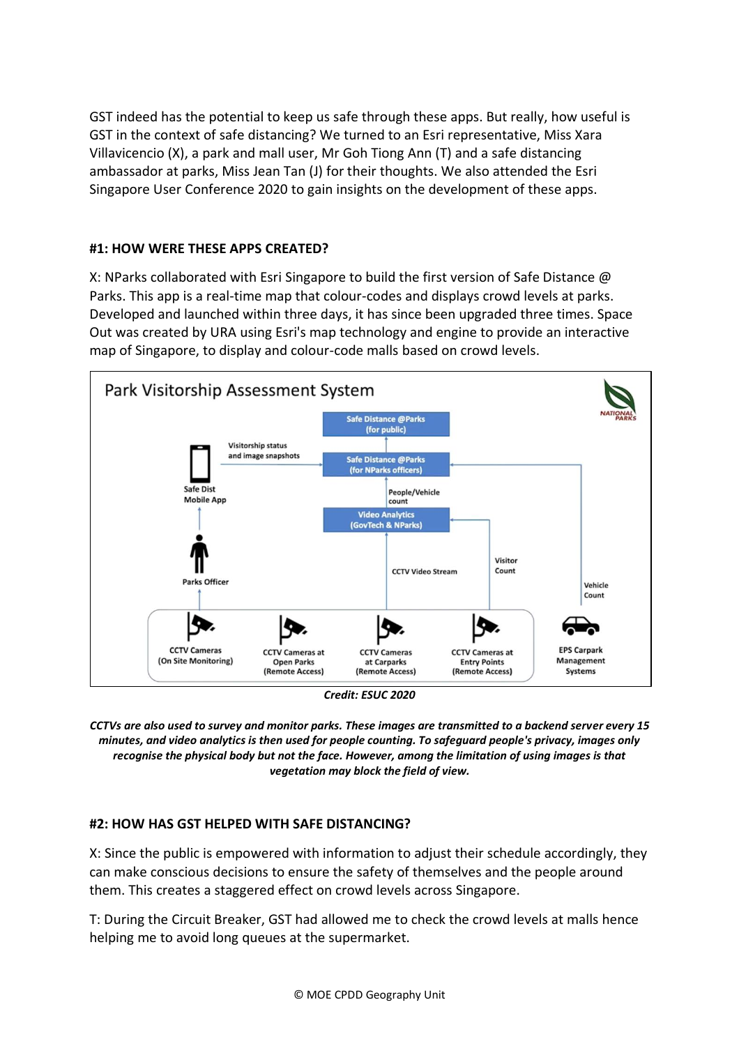GST indeed has the potential to keep us safe through these apps. But really, how useful is GST in the context of safe distancing? We turned to an Esri representative, Miss Xara Villavicencio (X), a park and mall user, Mr Goh Tiong Ann (T) and a safe distancing ambassador at parks, Miss Jean Tan (J) for their thoughts. We also attended the Esri Singapore User Conference 2020 to gain insights on the development of these apps.

## #1: HOW WERE THESE APPS CREATED?

X: NParks collaborated with Esri Singapore to build the first version of Safe Distance @ Parks. This app is a real-time map that colour-codes and displays crowd levels at parks. Developed and launched within three days, it has since been upgraded three times. Space Out was created by URA using Esri's map technology and engine to provide an interactive map of Singapore, to display and colour-code malls based on crowd levels.

Park Visitorship Assessment System

- Safe Distance @Parks (for public)
- Safe Distance @Parks (for NParks officers)
- Safe Dist Mobile App — Visitorship status and image snapshots
- Parks Officer
- People/Vehicle count
- Video Analytics (GovTech & NParks)
- CCTV Video Stream
- Visitor Count
- Vehicle Count
- CCTV Cameras (On Site Monitoring)
- CCTV Cameras at Open Parks (Remote Access)
- CCTV Cameras at Carparks (Remote Access)
- CCTV Cameras at Entry Points (Remote Access)
- EPS Carpark Management Systems

*Credit: ESUC 2020*

***CCTVs are also used to survey and monitor parks. These images are transmitted to a backend server every 15 minutes, and video analytics is then used for people counting. To safeguard people's privacy, images only recognise the physical body but not the face. However, among the limitation of using images is that vegetation may block the field of view.***

## #2: HOW HAS GST HELPED WITH SAFE DISTANCING?

X: Since the public is empowered with information to adjust their schedule accordingly, they can make conscious decisions to ensure the safety of themselves and the people around them. This creates a staggered effect on crowd levels across Singapore.

T: During the Circuit Breaker, GST had allowed me to check the crowd levels at malls hence helping me to avoid long queues at the supermarket.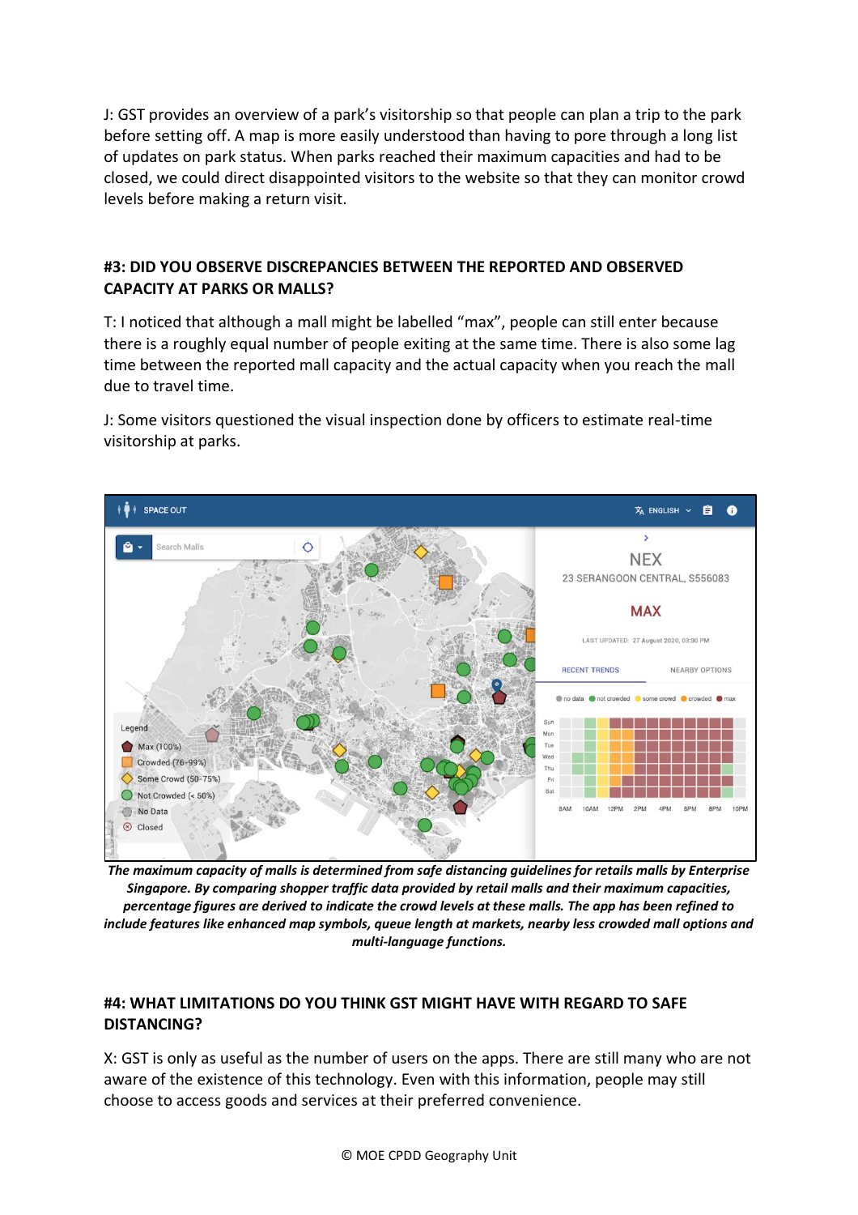J: GST provides an overview of a park's visitorship so that people can plan a trip to the park before setting off. A map is more easily understood than having to pore through a long list of updates on park status. When parks reached their maximum capacities and had to be closed, we could direct disappointed visitors to the website so that they can monitor crowd levels before making a return visit.

## #3: DID YOU OBSERVE DISCREPANCIES BETWEEN THE REPORTED AND OBSERVED CAPACITY AT PARKS OR MALLS?

T: I noticed that although a mall might be labelled "max", people can still enter because there is a roughly equal number of people exiting at the same time. There is also some lag time between the reported mall capacity and the actual capacity when you reach the mall due to travel time.

J: Some visitors questioned the visual inspection done by officers to estimate real-time visitorship at parks.

***The maximum capacity of malls is determined from safe distancing guidelines for retails malls by Enterprise Singapore. By comparing shopper traffic data provided by retail malls and their maximum capacities, percentage figures are derived to indicate the crowd levels at these malls. The app has been refined to include features like enhanced map symbols, queue length at markets, nearby less crowded mall options and multi-language functions.***

## #4: WHAT LIMITATIONS DO YOU THINK GST MIGHT HAVE WITH REGARD TO SAFE DISTANCING?

X: GST is only as useful as the number of users on the apps. There are still many who are not aware of the existence of this technology. Even with this information, people may still choose to access goods and services at their preferred convenience.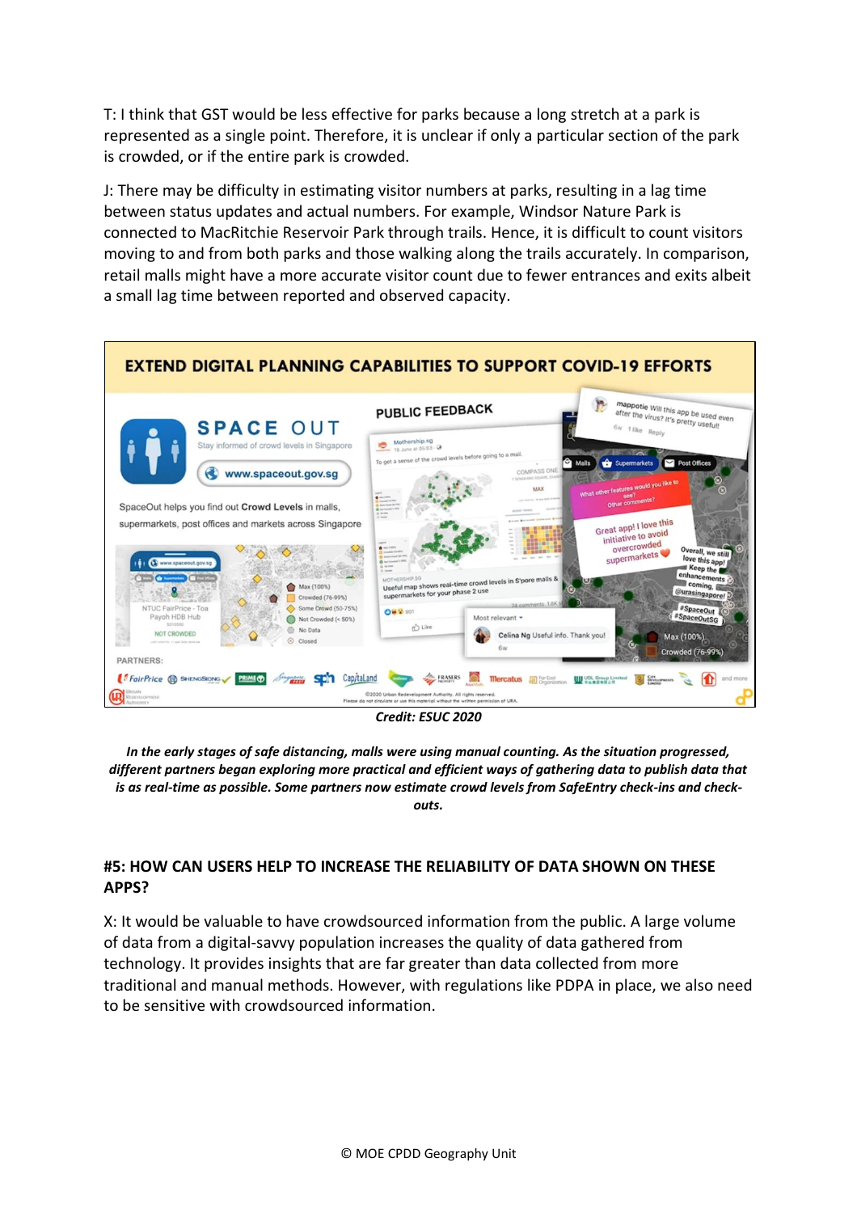T: I think that GST would be less effective for parks because a long stretch at a park is represented as a single point. Therefore, it is unclear if only a particular section of the park is crowded, or if the entire park is crowded.

J: There may be difficulty in estimating visitor numbers at parks, resulting in a lag time between status updates and actual numbers. For example, Windsor Nature Park is connected to MacRitchie Reservoir Park through trails. Hence, it is difficult to count visitors moving to and from both parks and those walking along the trails accurately. In comparison, retail malls might have a more accurate visitor count due to fewer entrances and exits albeit a small lag time between reported and observed capacity.

**Credit: ESUC 2020**

***In the early stages of safe distancing, malls were using manual counting. As the situation progressed, different partners began exploring more practical and efficient ways of gathering data to publish data that is as real-time as possible. Some partners now estimate crowd levels from SafeEntry check-ins and check-outs.***

### #5: HOW CAN USERS HELP TO INCREASE THE RELIABILITY OF DATA SHOWN ON THESE APPS?

X: It would be valuable to have crowdsourced information from the public. A large volume of data from a digital-savvy population increases the quality of data gathered from technology. It provides insights that are far greater than data collected from more traditional and manual methods. However, with regulations like PDPA in place, we also need to be sensitive with crowdsourced information.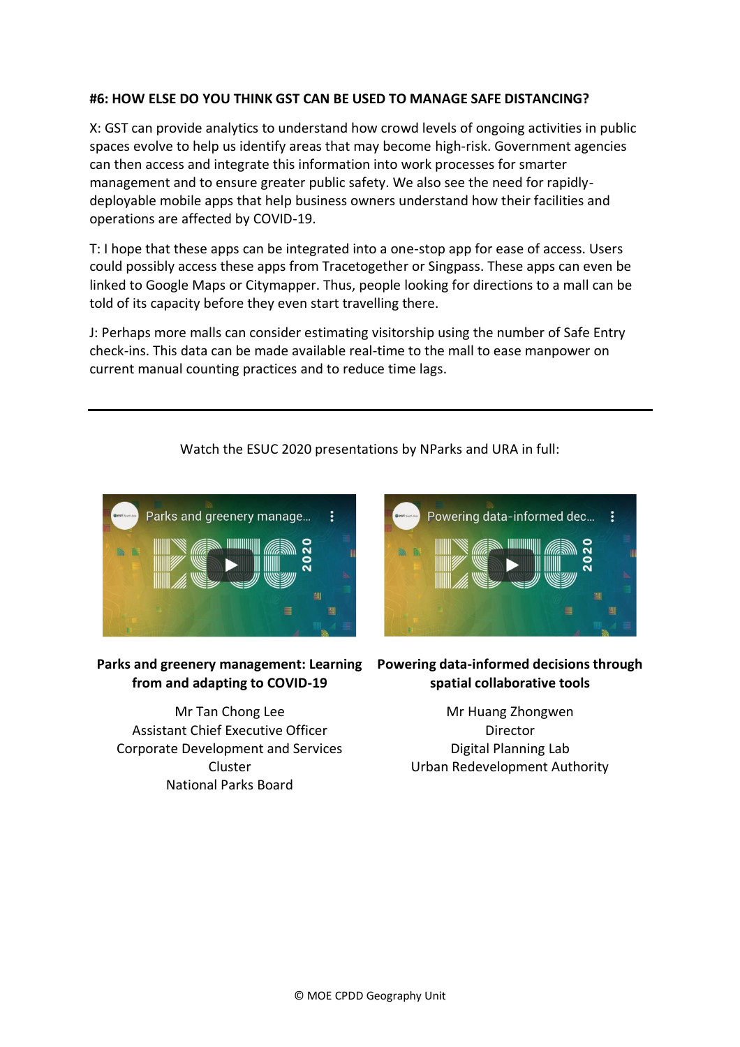**#6: HOW ELSE DO YOU THINK GST CAN BE USED TO MANAGE SAFE DISTANCING?**

X: GST can provide analytics to understand how crowd levels of ongoing activities in public spaces evolve to help us identify areas that may become high-risk. Government agencies can then access and integrate this information into work processes for smarter management and to ensure greater public safety. We also see the need for rapidly-deployable mobile apps that help business owners understand how their facilities and operations are affected by COVID-19.

T: I hope that these apps can be integrated into a one-stop app for ease of access. Users could possibly access these apps from Tracetogether or Singpass. These apps can even be linked to Google Maps or Citymapper. Thus, people looking for directions to a mall can be told of its capacity before they even start travelling there.

J: Perhaps more malls can consider estimating visitorship using the number of Safe Entry check-ins. This data can be made available real-time to the mall to ease manpower on current manual counting practices and to reduce time lags.

---

Watch the ESUC 2020 presentations by NParks and URA in full:

**Parks and greenery management: Learning from and adapting to COVID-19**

Mr Tan Chong Lee
Assistant Chief Executive Officer
Corporate Development and Services Cluster
National Parks Board

**Powering data-informed decisions through spatial collaborative tools**

Mr Huang Zhongwen
Director
Digital Planning Lab
Urban Redevelopment Authority

© MOE CPDD Geography Unit